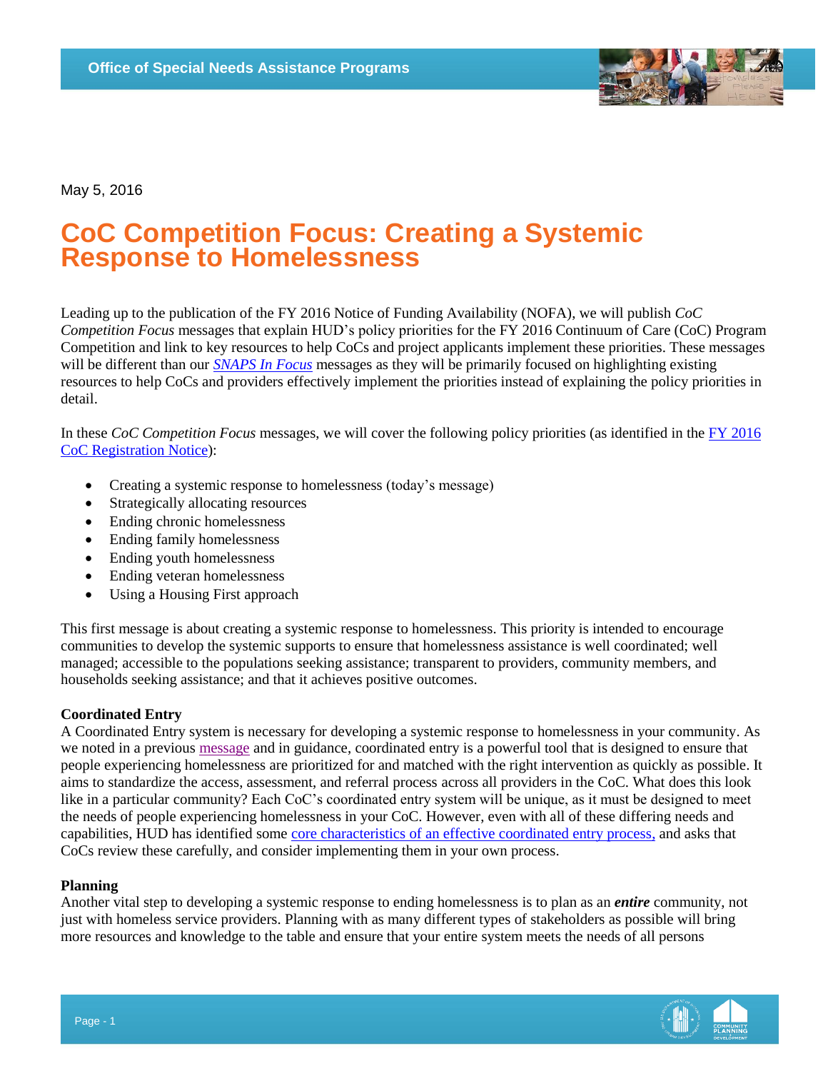Office of Special Needs Assistance Programs

May 5, 2016

# CoC Competition Focus: Creating a Systemic Response to Homelessness

Leading up to the publication of the FY 2016 Notice of Funding Availability (NOFA), we will publish *CoC Competition Focus* messages that explain HUD's policy priorities for the FY 2016 Continuum of Care (CoC) Program Competition and link to key resources to help CoCs and project applicants implement these priorities. These messages will be different than our *SNAPS In Focus* messages as they will be primarily focused on highlighting existing resources to help CoCs and providers effectively implement the priorities instead of explaining the policy priorities in detail.

In these *CoC Competition Focus* messages, we will cover the following policy priorities (as identified in the FY 2016 CoC Registration Notice):

- Creating a systemic response to homelessness (today's message)
- Strategically allocating resources
- Ending chronic homelessness
- Ending family homelessness
- Ending youth homelessness
- Ending veteran homelessness
- Using a Housing First approach

This first message is about creating a systemic response to homelessness. This priority is intended to encourage communities to develop the systemic supports to ensure that homelessness assistance is well coordinated; well managed; accessible to the populations seeking assistance; transparent to providers, community members, and households seeking assistance; and that it achieves positive outcomes.

**Coordinated Entry**

A Coordinated Entry system is necessary for developing a systemic response to homelessness in your community. As we noted in a previous message and in guidance, coordinated entry is a powerful tool that is designed to ensure that people experiencing homelessness are prioritized for and matched with the right intervention as quickly as possible. It aims to standardize the access, assessment, and referral process across all providers in the CoC. What does this look like in a particular community? Each CoC's coordinated entry system will be unique, as it must be designed to meet the needs of people experiencing homelessness in your CoC. However, even with all of these differing needs and capabilities, HUD has identified some core characteristics of an effective coordinated entry process, and asks that CoCs review these carefully, and consider implementing them in your own process.

**Planning**

Another vital step to developing a systemic response to ending homelessness is to plan as an ***entire*** community, not just with homeless service providers. Planning with as many different types of stakeholders as possible will bring more resources and knowledge to the table and ensure that your entire system meets the needs of all persons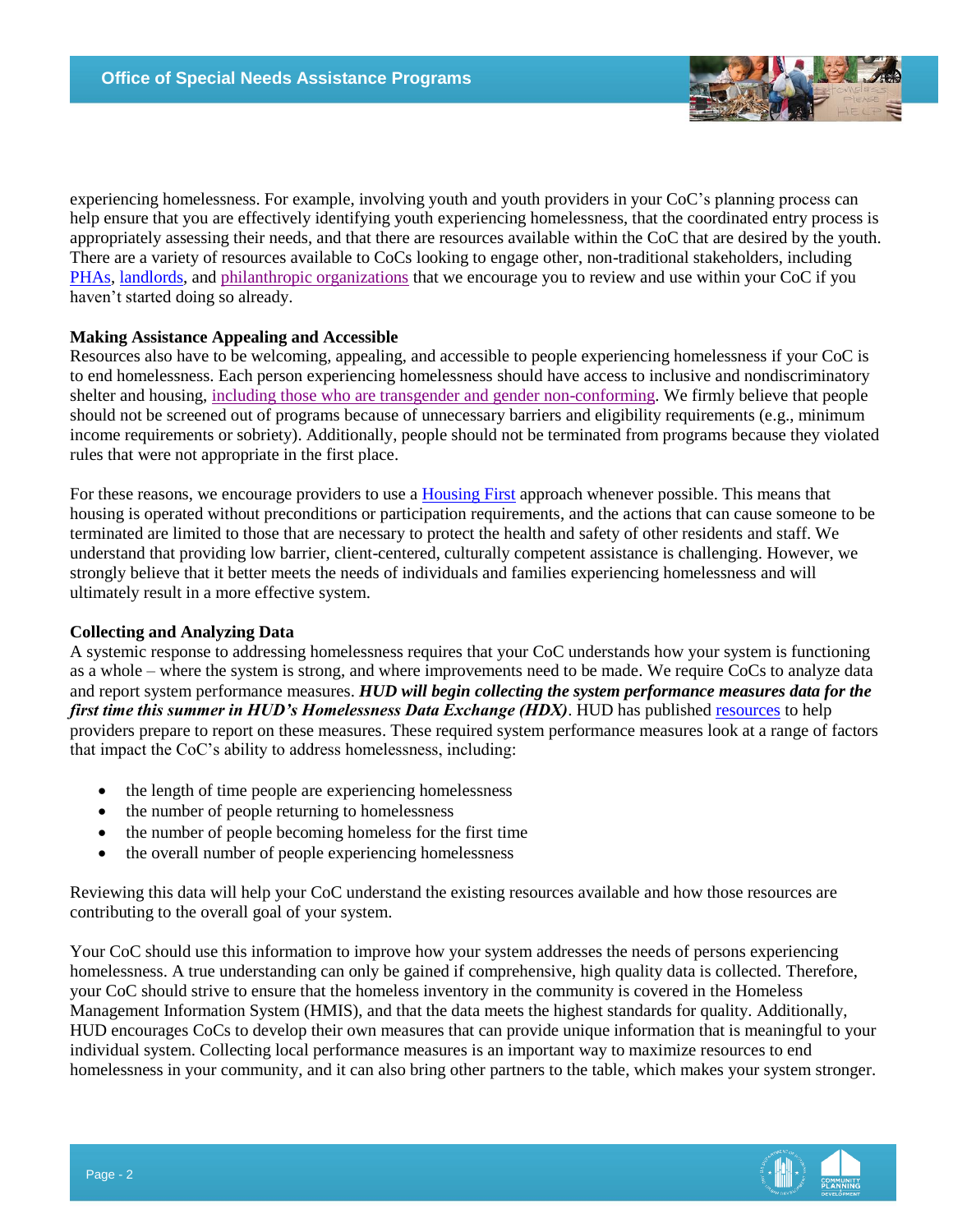experiencing homelessness. For example, involving youth and youth providers in your CoC's planning process can help ensure that you are effectively identifying youth experiencing homelessness, that the coordinated entry process is appropriately assessing their needs, and that there are resources available within the CoC that are desired by the youth. There are a variety of resources available to CoCs looking to engage other, non-traditional stakeholders, including PHAs, landlords, and philanthropic organizations that we encourage you to review and use within your CoC if you haven't started doing so already.

**Making Assistance Appealing and Accessible**

Resources also have to be welcoming, appealing, and accessible to people experiencing homelessness if your CoC is to end homelessness. Each person experiencing homelessness should have access to inclusive and nondiscriminatory shelter and housing, including those who are transgender and gender non-conforming. We firmly believe that people should not be screened out of programs because of unnecessary barriers and eligibility requirements (e.g., minimum income requirements or sobriety). Additionally, people should not be terminated from programs because they violated rules that were not appropriate in the first place.

For these reasons, we encourage providers to use a Housing First approach whenever possible. This means that housing is operated without preconditions or participation requirements, and the actions that can cause someone to be terminated are limited to those that are necessary to protect the health and safety of other residents and staff. We understand that providing low barrier, client-centered, culturally competent assistance is challenging. However, we strongly believe that it better meets the needs of individuals and families experiencing homelessness and will ultimately result in a more effective system.

**Collecting and Analyzing Data**

A systemic response to addressing homelessness requires that your CoC understands how your system is functioning as a whole – where the system is strong, and where improvements need to be made. We require CoCs to analyze data and report system performance measures. ***HUD will begin collecting the system performance measures data for the first time this summer in HUD's Homelessness Data Exchange (HDX)***. HUD has published resources to help providers prepare to report on these measures. These required system performance measures look at a range of factors that impact the CoC's ability to address homelessness, including:

- the length of time people are experiencing homelessness
- the number of people returning to homelessness
- the number of people becoming homeless for the first time
- the overall number of people experiencing homelessness

Reviewing this data will help your CoC understand the existing resources available and how those resources are contributing to the overall goal of your system.

Your CoC should use this information to improve how your system addresses the needs of persons experiencing homelessness. A true understanding can only be gained if comprehensive, high quality data is collected. Therefore, your CoC should strive to ensure that the homeless inventory in the community is covered in the Homeless Management Information System (HMIS), and that the data meets the highest standards for quality. Additionally, HUD encourages CoCs to develop their own measures that can provide unique information that is meaningful to your individual system. Collecting local performance measures is an important way to maximize resources to end homelessness in your community, and it can also bring other partners to the table, which makes your system stronger.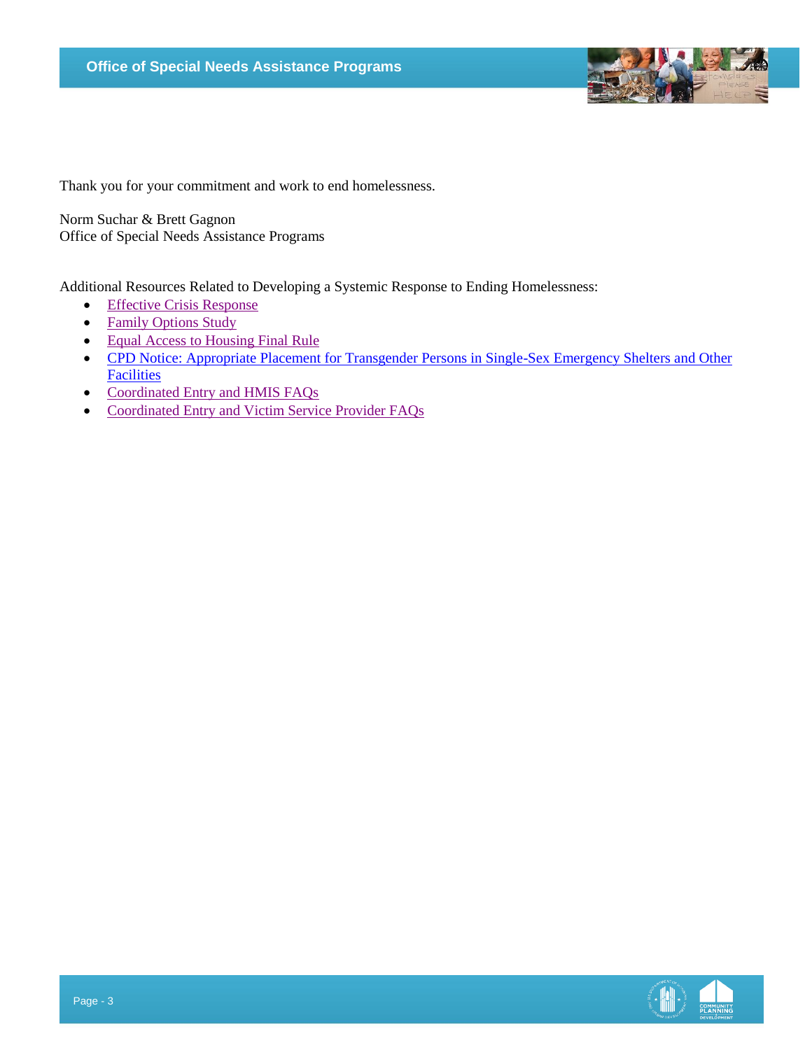Thank you for your commitment and work to end homelessness.

Norm Suchar & Brett Gagnon
Office of Special Needs Assistance Programs

Additional Resources Related to Developing a Systemic Response to Ending Homelessness:

- Effective Crisis Response
- Family Options Study
- Equal Access to Housing Final Rule
- CPD Notice: Appropriate Placement for Transgender Persons in Single-Sex Emergency Shelters and Other Facilities
- Coordinated Entry and HMIS FAQs
- Coordinated Entry and Victim Service Provider FAQs